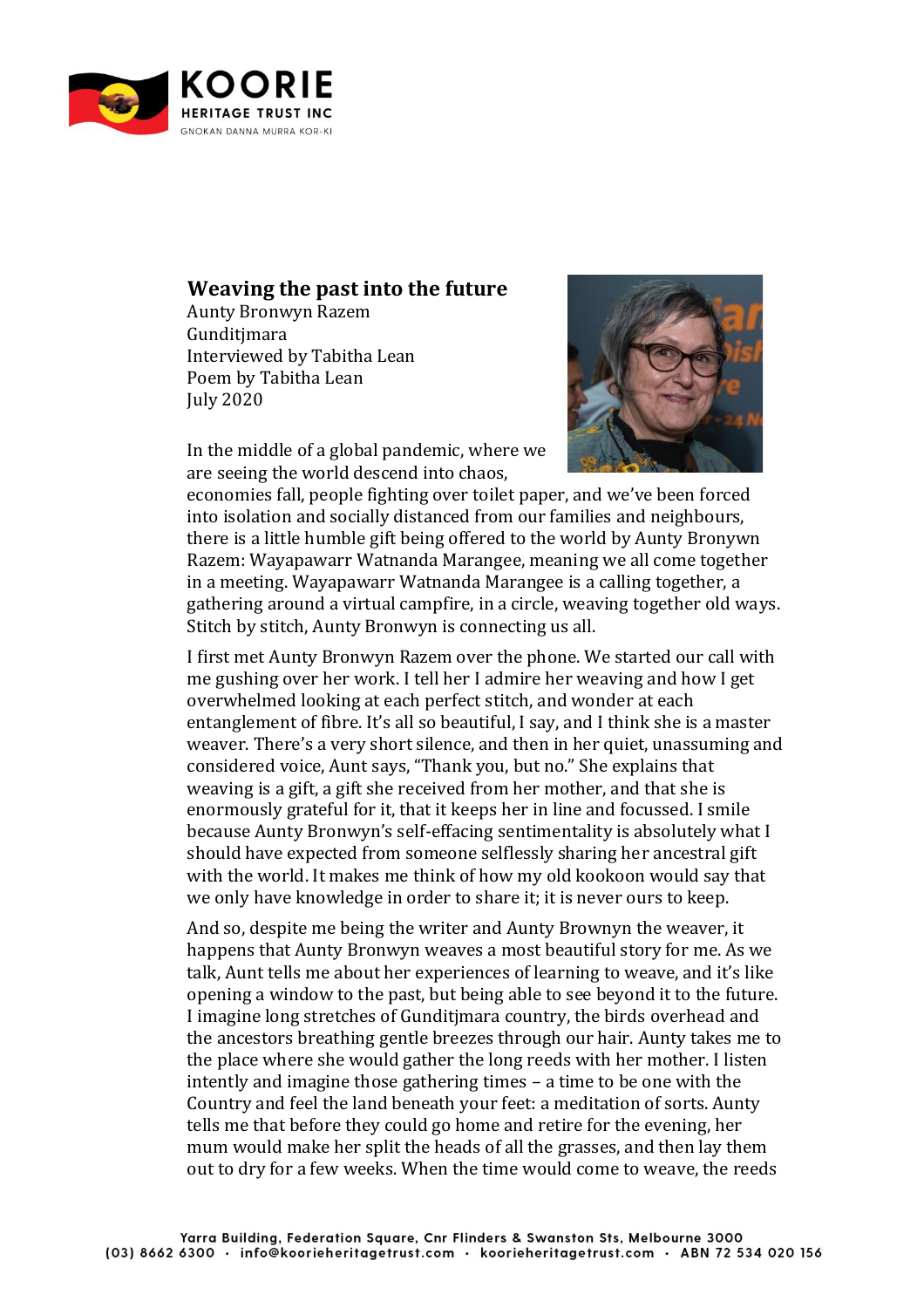# Weaving the past into the future

Aunty Bronwyn Razem
Gunditjmara
Interviewed by Tabitha Lean
Poem by Tabitha Lean
July 2020

In the middle of a global pandemic, where we are seeing the world descend into chaos, economies fall, people fighting over toilet paper, and we've been forced into isolation and socially distanced from our families and neighbours, there is a little humble gift being offered to the world by Aunty Bronywn Razem: Wayapawarr Watnanda Marangee, meaning we all come together in a meeting. Wayapawarr Watnanda Marangee is a calling together, a gathering around a virtual campfire, in a circle, weaving together old ways. Stitch by stitch, Aunty Bronwyn is connecting us all.

I first met Aunty Bronwyn Razem over the phone. We started our call with me gushing over her work. I tell her I admire her weaving and how I get overwhelmed looking at each perfect stitch, and wonder at each entanglement of fibre. It's all so beautiful, I say, and I think she is a master weaver. There's a very short silence, and then in her quiet, unassuming and considered voice, Aunt says, "Thank you, but no." She explains that weaving is a gift, a gift she received from her mother, and that she is enormously grateful for it, that it keeps her in line and focussed. I smile because Aunty Bronwyn's self-effacing sentimentality is absolutely what I should have expected from someone selflessly sharing her ancestral gift with the world. It makes me think of how my old kookoon would say that we only have knowledge in order to share it; it is never ours to keep.

And so, despite me being the writer and Aunty Brownyn the weaver, it happens that Aunty Bronwyn weaves a most beautiful story for me. As we talk, Aunt tells me about her experiences of learning to weave, and it's like opening a window to the past, but being able to see beyond it to the future. I imagine long stretches of Gunditjmara country, the birds overhead and the ancestors breathing gentle breezes through our hair. Aunty takes me to the place where she would gather the long reeds with her mother. I listen intently and imagine those gathering times – a time to be one with the Country and feel the land beneath your feet: a meditation of sorts. Aunty tells me that before they could go home and retire for the evening, her mum would make her split the heads of all the grasses, and then lay them out to dry for a few weeks. When the time would come to weave, the reeds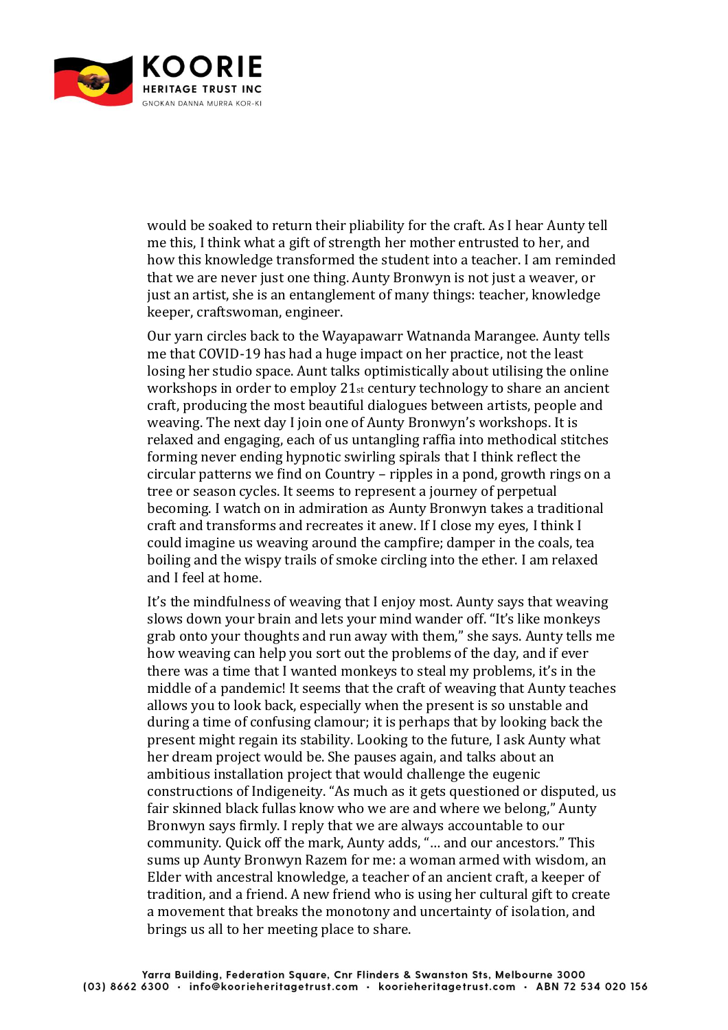would be soaked to return their pliability for the craft. As I hear Aunty tell me this, I think what a gift of strength her mother entrusted to her, and how this knowledge transformed the student into a teacher. I am reminded that we are never just one thing. Aunty Bronwyn is not just a weaver, or just an artist, she is an entanglement of many things: teacher, knowledge keeper, craftswoman, engineer.

Our yarn circles back to the Wayapawarr Watnanda Marangee. Aunty tells me that COVID-19 has had a huge impact on her practice, not the least losing her studio space. Aunt talks optimistically about utilising the online workshops in order to employ 21st century technology to share an ancient craft, producing the most beautiful dialogues between artists, people and weaving. The next day I join one of Aunty Bronwyn's workshops. It is relaxed and engaging, each of us untangling raffia into methodical stitches forming never ending hypnotic swirling spirals that I think reflect the circular patterns we find on Country – ripples in a pond, growth rings on a tree or season cycles. It seems to represent a journey of perpetual becoming. I watch on in admiration as Aunty Bronwyn takes a traditional craft and transforms and recreates it anew. If I close my eyes, I think I could imagine us weaving around the campfire; damper in the coals, tea boiling and the wispy trails of smoke circling into the ether. I am relaxed and I feel at home.

It's the mindfulness of weaving that I enjoy most. Aunty says that weaving slows down your brain and lets your mind wander off. "It's like monkeys grab onto your thoughts and run away with them," she says. Aunty tells me how weaving can help you sort out the problems of the day, and if ever there was a time that I wanted monkeys to steal my problems, it's in the middle of a pandemic! It seems that the craft of weaving that Aunty teaches allows you to look back, especially when the present is so unstable and during a time of confusing clamour; it is perhaps that by looking back the present might regain its stability. Looking to the future, I ask Aunty what her dream project would be. She pauses again, and talks about an ambitious installation project that would challenge the eugenic constructions of Indigeneity. "As much as it gets questioned or disputed, us fair skinned black fullas know who we are and where we belong," Aunty Bronwyn says firmly. I reply that we are always accountable to our community. Quick off the mark, Aunty adds, "… and our ancestors." This sums up Aunty Bronwyn Razem for me: a woman armed with wisdom, an Elder with ancestral knowledge, a teacher of an ancient craft, a keeper of tradition, and a friend. A new friend who is using her cultural gift to create a movement that breaks the monotony and uncertainty of isolation, and brings us all to her meeting place to share.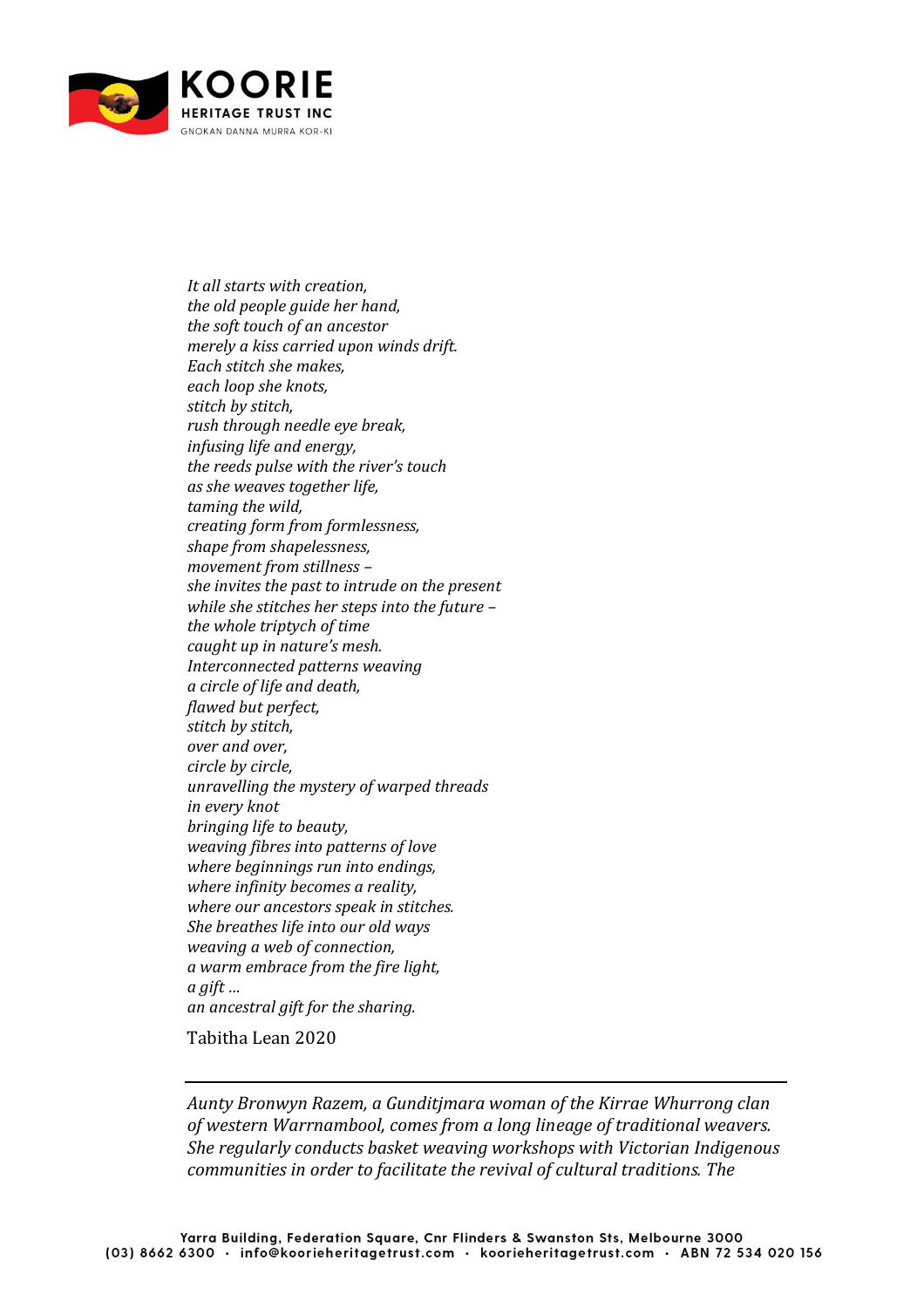*It all starts with creation,*
*the old people guide her hand,*
*the soft touch of an ancestor*
*merely a kiss carried upon winds drift.*
*Each stitch she makes,*
*each loop she knots,*
*stitch by stitch,*
*rush through needle eye break,*
*infusing life and energy,*
*the reeds pulse with the river's touch*
*as she weaves together life,*
*taming the wild,*
*creating form from formlessness,*
*shape from shapelessness,*
*movement from stillness –*
*she invites the past to intrude on the present*
*while she stitches her steps into the future –*
*the whole triptych of time*
*caught up in nature's mesh.*
*Interconnected patterns weaving*
*a circle of life and death,*
*flawed but perfect,*
*stitch by stitch,*
*over and over,*
*circle by circle,*
*unravelling the mystery of warped threads*
*in every knot*
*bringing life to beauty,*
*weaving fibres into patterns of love*
*where beginnings run into endings,*
*where infinity becomes a reality,*
*where our ancestors speak in stitches.*
*She breathes life into our old ways*
*weaving a web of connection,*
*a warm embrace from the fire light,*
*a gift ...*
*an ancestral gift for the sharing.*

Tabitha Lean 2020

---

*Aunty Bronwyn Razem, a Gunditjmara woman of the Kirrae Whurrong clan of western Warrnambool, comes from a long lineage of traditional weavers. She regularly conducts basket weaving workshops with Victorian Indigenous communities in order to facilitate the revival of cultural traditions. The*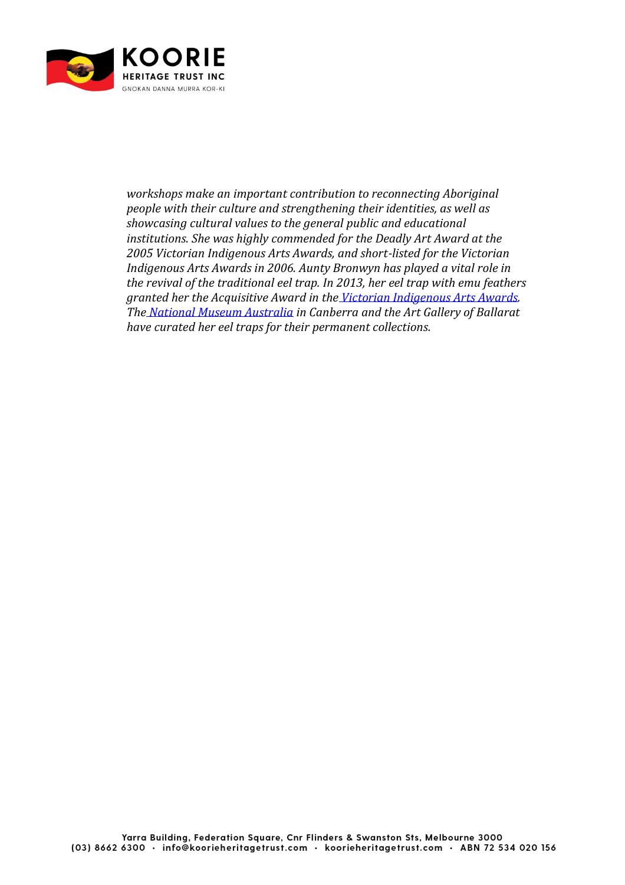*workshops make an important contribution to reconnecting Aboriginal people with their culture and strengthening their identities, as well as showcasing cultural values to the general public and educational institutions. She was highly commended for the Deadly Art Award at the 2005 Victorian Indigenous Arts Awards, and short-listed for the Victorian Indigenous Arts Awards in 2006. Aunty Bronwyn has played a vital role in the revival of the traditional eel trap. In 2013, her eel trap with emu feathers granted her the Acquisitive Award in the Victorian Indigenous Arts Awards. The National Museum Australia in Canberra and the Art Gallery of Ballarat have curated her eel traps for their permanent collections.*